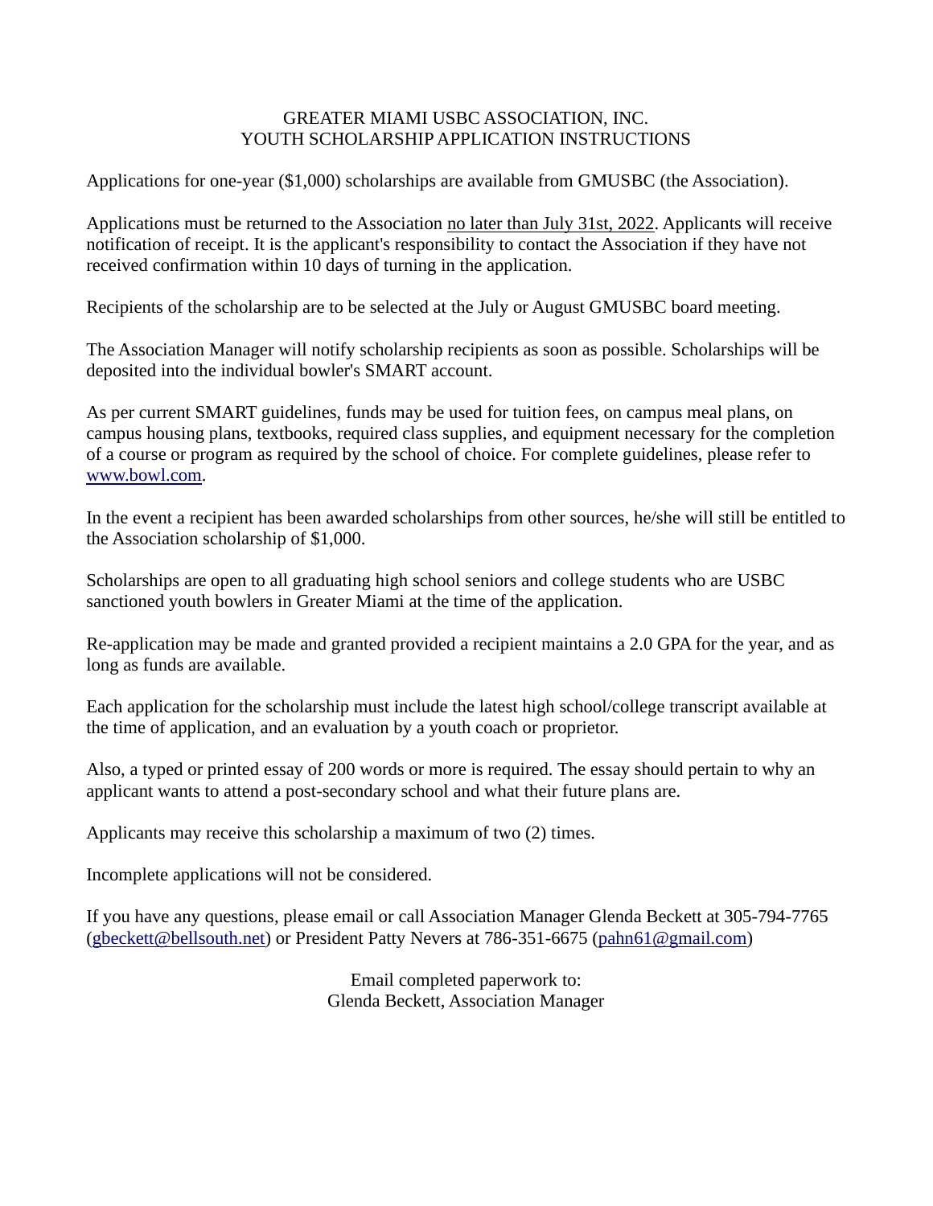# GREATER MIAMI USBC ASSOCIATION, INC.
## YOUTH SCHOLARSHIP APPLICATION INSTRUCTIONS

Applications for one-year ($1,000) scholarships are available from GMUSBC (the Association).

Applications must be returned to the Association no later than July 31st, 2022. Applicants will receive notification of receipt. It is the applicant's responsibility to contact the Association if they have not received confirmation within 10 days of turning in the application.

Recipients of the scholarship are to be selected at the July or August GMUSBC board meeting.

The Association Manager will notify scholarship recipients as soon as possible. Scholarships will be deposited into the individual bowler's SMART account.

As per current SMART guidelines, funds may be used for tuition fees, on campus meal plans, on campus housing plans, textbooks, required class supplies, and equipment necessary for the completion of a course or program as required by the school of choice. For complete guidelines, please refer to www.bowl.com.

In the event a recipient has been awarded scholarships from other sources, he/she will still be entitled to the Association scholarship of $1,000.

Scholarships are open to all graduating high school seniors and college students who are USBC sanctioned youth bowlers in Greater Miami at the time of the application.

Re-application may be made and granted provided a recipient maintains a 2.0 GPA for the year, and as long as funds are available.

Each application for the scholarship must include the latest high school/college transcript available at the time of application, and an evaluation by a youth coach or proprietor.

Also, a typed or printed essay of 200 words or more is required. The essay should pertain to why an applicant wants to attend a post-secondary school and what their future plans are.

Applicants may receive this scholarship a maximum of two (2) times.

Incomplete applications will not be considered.

If you have any questions, please email or call Association Manager Glenda Beckett at 305-794-7765 (gbeckett@bellsouth.net) or President Patty Nevers at 786-351-6675 (pahn61@gmail.com)

Email completed paperwork to:
Glenda Beckett, Association Manager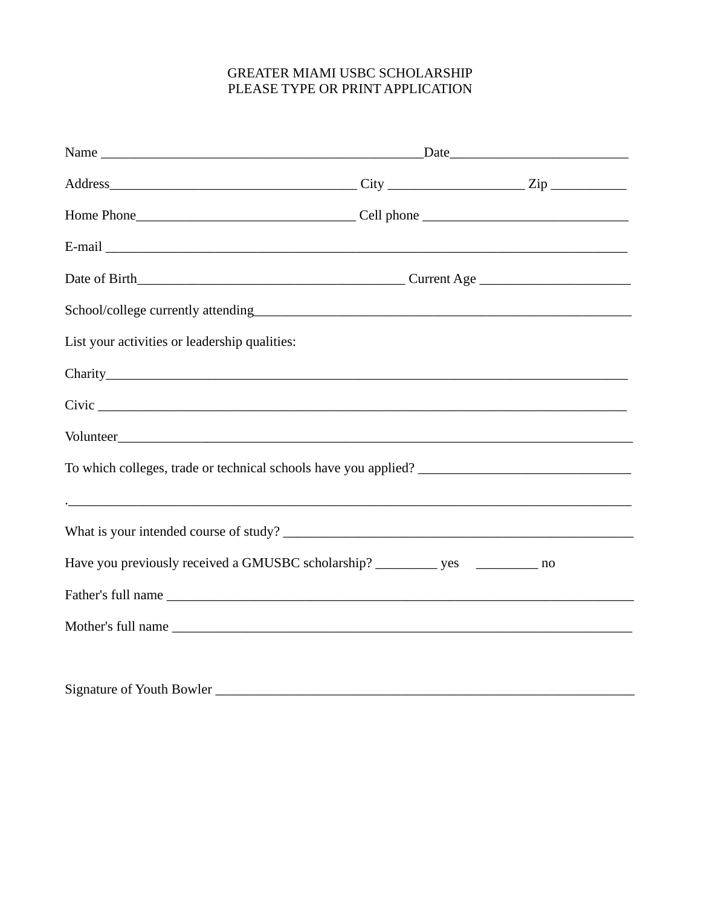GREATER MIAMI USBC SCHOLARSHIP
PLEASE TYPE OR PRINT APPLICATION

Name ________________________________________________Date__________________________

Address____________________________________ City ___________________ Zip ___________

Home Phone________________________________ Cell phone ______________________________

E-mail ______________________________________________________________________________

Date of Birth________________________________________ Current Age ______________________

School/college currently attending________________________________________________________

List your activities or leadership qualities:

Charity_____________________________________________________________________________

Civic ______________________________________________________________________________

Volunteer___________________________________________________________________________

To which colleges, trade or technical schools have you applied? _______________________________

.___________________________________________________________________________________

What is your intended course of study? ____________________________________________________

Have you previously received a GMUSBC scholarship? _________ yes _________ no

Father's full name ____________________________________________________________________

Mother's full name ____________________________________________________________________

Signature of Youth Bowler _____________________________________________________________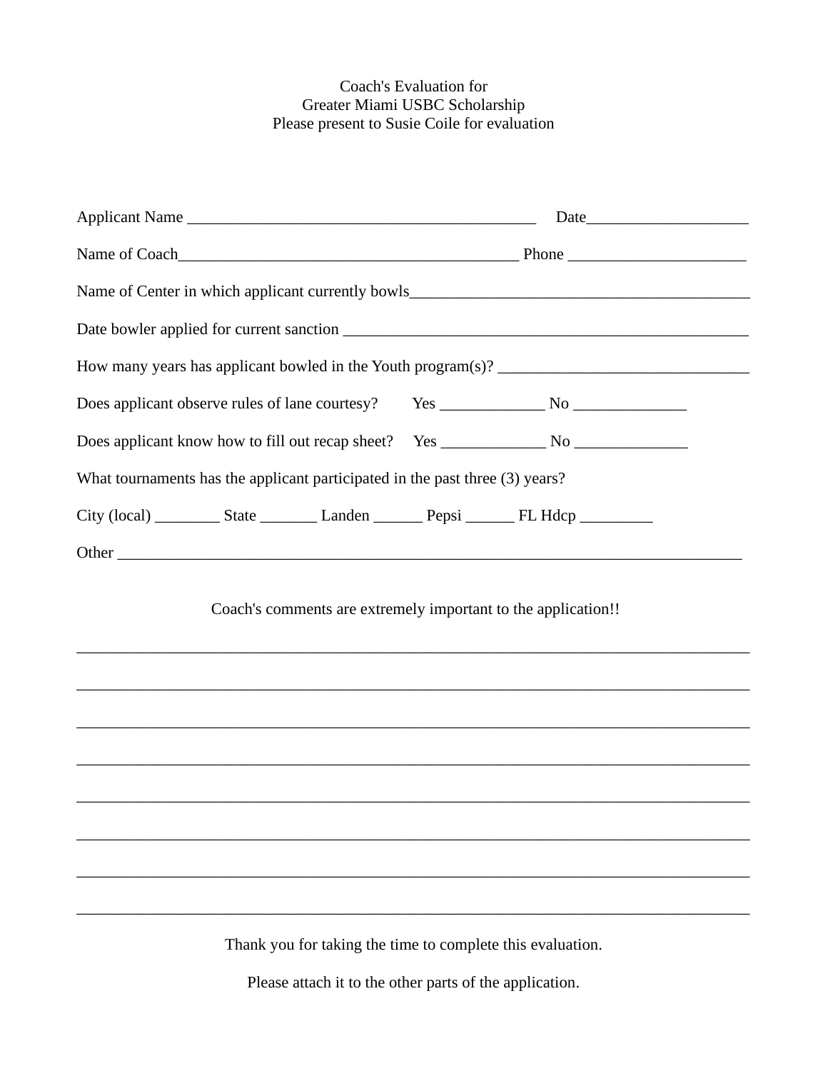Coach's Evaluation for
Greater Miami USBC Scholarship
Please present to Susie Coile for evaluation

Applicant Name ____________________________________________ Date____________________

Name of Coach____________________________________________ Phone ______________________

Name of Center in which applicant currently bowls__________________________________________

Date bowler applied for current sanction ___________________________________________________

How many years has applicant bowled in the Youth program(s)? ________________________________

Does applicant observe rules of lane courtesy? Yes _____________ No ______________

Does applicant know how to fill out recap sheet? Yes _____________ No ______________

What tournaments has the applicant participated in the past three (3) years?

City (local) ________ State _______ Landen ______ Pepsi ______ FL Hdcp _________

Other ________________________________________________________________________________

Coach's comments are extremely important to the application!!

__________________________________________________________________________________

__________________________________________________________________________________

__________________________________________________________________________________

__________________________________________________________________________________

__________________________________________________________________________________

__________________________________________________________________________________

__________________________________________________________________________________

__________________________________________________________________________________

Thank you for taking the time to complete this evaluation.

Please attach it to the other parts of the application.